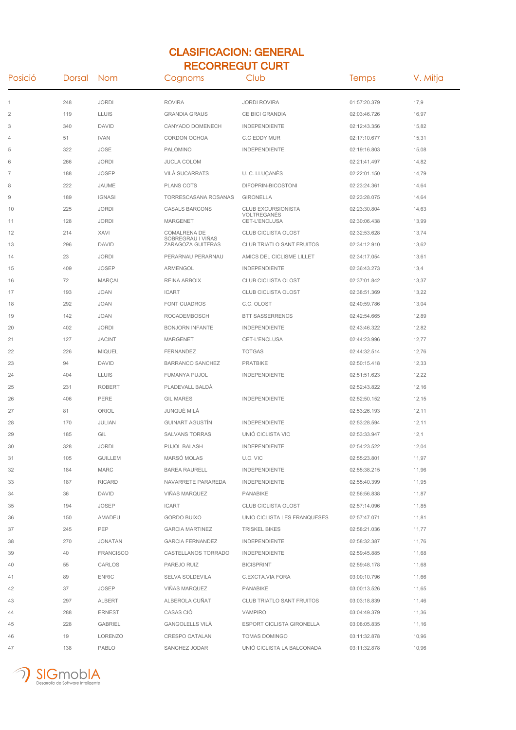# CLASIFICACION: GENERAL

## RECORREGUT CURT

| Posició | Dorsal | Nom | Cognoms | Club | Temps | V. Mitja |
|---|---|---|---|---|---|---|
| 1 | 248 | JORDI | ROVIRA | JORDI ROVIRA | 01:57:20.379 | 17,9 |
| 2 | 119 | LLUIS | GRANDIA GRAUS | CE BICI GRANDIA | 02:03:46.726 | 16,97 |
| 3 | 340 | DAVID | CANYADO DOMENECH | INDEPENDIENTE | 02:12:43.356 | 15,82 |
| 4 | 51 | IVAN | CORDON OCHOA | C.C EDDY MUR | 02:17:10.677 | 15,31 |
| 5 | 322 | JOSE | PALOMINO | INDEPENDIENTE | 02:19:16.803 | 15,08 |
| 6 | 266 | JORDI | JUCLA COLOM | | 02:21:41.497 | 14,82 |
| 7 | 188 | JOSEP | VILÀ SUCARRATS | U. C. LLUÇANÈS | 02:22:01.150 | 14,79 |
| 8 | 222 | JAUME | PLANS COTS | DIFOPRIN-BICOSTONI | 02:23:24.361 | 14,64 |
| 9 | 189 | IGNASI | TORRESCASANA ROSANAS | GIRONELLA | 02:23:28.075 | 14,64 |
| 10 | 225 | JORDI | CASALS BARCONS | CLUB EXCURSIONISTA VOLTREGANÈS | 02:23:30.804 | 14,63 |
| 11 | 128 | JORDI | MARGENET | CET-L'ENCLUSA | 02:30:06.438 | 13,99 |
| 12 | 214 | XAVI | COMALRENA DE SOBREGRAU I VIÑAS | CLUB CICLISTA OLOST | 02:32:53.628 | 13,74 |
| 13 | 296 | DAVID | ZARAGOZA GUITERAS | CLUB TRIATLO SANT FRUITOS | 02:34:12.910 | 13,62 |
| 14 | 23 | JORDI | PERARNAU PERARNAU | AMICS DEL CICLISME LILLET | 02:34:17.054 | 13,61 |
| 15 | 409 | JOSEP | ARMENGOL | INDEPENDIENTE | 02:36:43.273 | 13,4 |
| 16 | 72 | MARÇAL | REINA ARBOIX | CLUB CICLISTA OLOST | 02:37:01.842 | 13,37 |
| 17 | 193 | JOAN | ICART | CLUB CICLISTA OLOST | 02:38:51.369 | 13,22 |
| 18 | 292 | JOAN | FONT CUADROS | C.C. OLOST | 02:40:59.786 | 13,04 |
| 19 | 142 | JOAN | ROCADEMBOSCH | BTT SASSERRENCS | 02:42:54.665 | 12,89 |
| 20 | 402 | JORDI | BONJORN INFANTE | INDEPENDIENTE | 02:43:46.322 | 12,82 |
| 21 | 127 | JACINT | MARGENET | CET-L'ENCLUSA | 02:44:23.996 | 12,77 |
| 22 | 226 | MIQUEL | FERNANDEZ | TOTGAS | 02:44:32.514 | 12,76 |
| 23 | 94 | DAVID | BARRANCO SANCHEZ | PRATBIKE | 02:50:15.418 | 12,33 |
| 24 | 404 | LLUIS | FUMANYA PUJOL | INDEPENDIENTE | 02:51:51.623 | 12,22 |
| 25 | 231 | ROBERT | PLADEVALL BALDÀ | | 02:52:43.822 | 12,16 |
| 26 | 406 | PERE | GIL MARES | INDEPENDIENTE | 02:52:50.152 | 12,15 |
| 27 | 81 | ORIOL | JUNQUÉ MILÀ | | 02:53:26.193 | 12,11 |
| 28 | 170 | JULIAN | GUINART AGUSTÍN | INDEPENDIENTE | 02:53:28.594 | 12,11 |
| 29 | 185 | GIL | SALVANS TORRAS | UNIÓ CICLISTA VIC | 02:53:33.947 | 12,1 |
| 30 | 328 | JORDI | PUJOL BALASH | INDEPENDIENTE | 02:54:23.522 | 12,04 |
| 31 | 105 | GUILLEM | MARSÓ MOLAS | U.C. VIC | 02:55:23.801 | 11,97 |
| 32 | 184 | MARC | BAREA RAURELL | INDEPENDIENTE | 02:55:38.215 | 11,96 |
| 33 | 187 | RICARD | NAVARRETE PAREREDA | INDEPENDIENTE | 02:55:40.399 | 11,95 |
| 34 | 36 | DAVID | VIÑAS MARQUEZ | PANABIKE | 02:56:56.838 | 11,87 |
| 35 | 194 | JOSEP | ICART | CLUB CICLISTA OLOST | 02:57:14.096 | 11,85 |
| 36 | 150 | AMADEU | GORDO BUIXO | UNIO CICLISTA LES FRANQUESES | 02:57:47.071 | 11,81 |
| 37 | 245 | PEP | GARCIA MARTINEZ | TRISKEL BIKES | 02:58:21.036 | 11,77 |
| 38 | 270 | JONATAN | GARCIA FERNANDEZ | INDEPENDIENTE | 02:58:32.387 | 11,76 |
| 39 | 40 | FRANCISCO | CASTELLANOS TORRADO | INDEPENDIENTE | 02:59:45.885 | 11,68 |
| 40 | 55 | CARLOS | PAREJO RUIZ | BICISPRINT | 02:59:48.178 | 11,68 |
| 41 | 89 | ENRIC | SELVA SOLDEVILA | C.EXCTA.VIA FORA | 03:00:10.796 | 11,66 |
| 42 | 37 | JOSEP | VIÑAS MARQUEZ | PANABIKE | 03:00:13.526 | 11,65 |
| 43 | 297 | ALBERT | ALBEROLA CUÑAT | CLUB TRIATLO SANT FRUITOS | 03:03:18.839 | 11,46 |
| 44 | 288 | ERNEST | CASAS CIÓ | VAMPIRO | 03:04:49.379 | 11,36 |
| 45 | 228 | GABRIEL | GANGOLELLS VILÀ | ESPORT CICLISTA GIRONELLA | 03:08:05.835 | 11,16 |
| 46 | 19 | LORENZO | CRESPO CATALAN | TOMAS DOMINGO | 03:11:32.878 | 10,96 |
| 47 | 138 | PABLO | SANCHEZ JODAR | UNIÓ CICLISTA LA BALCONADA | 03:11:32.878 | 10,96 |

SIGmobIA
Desarrollo de Software Inteligente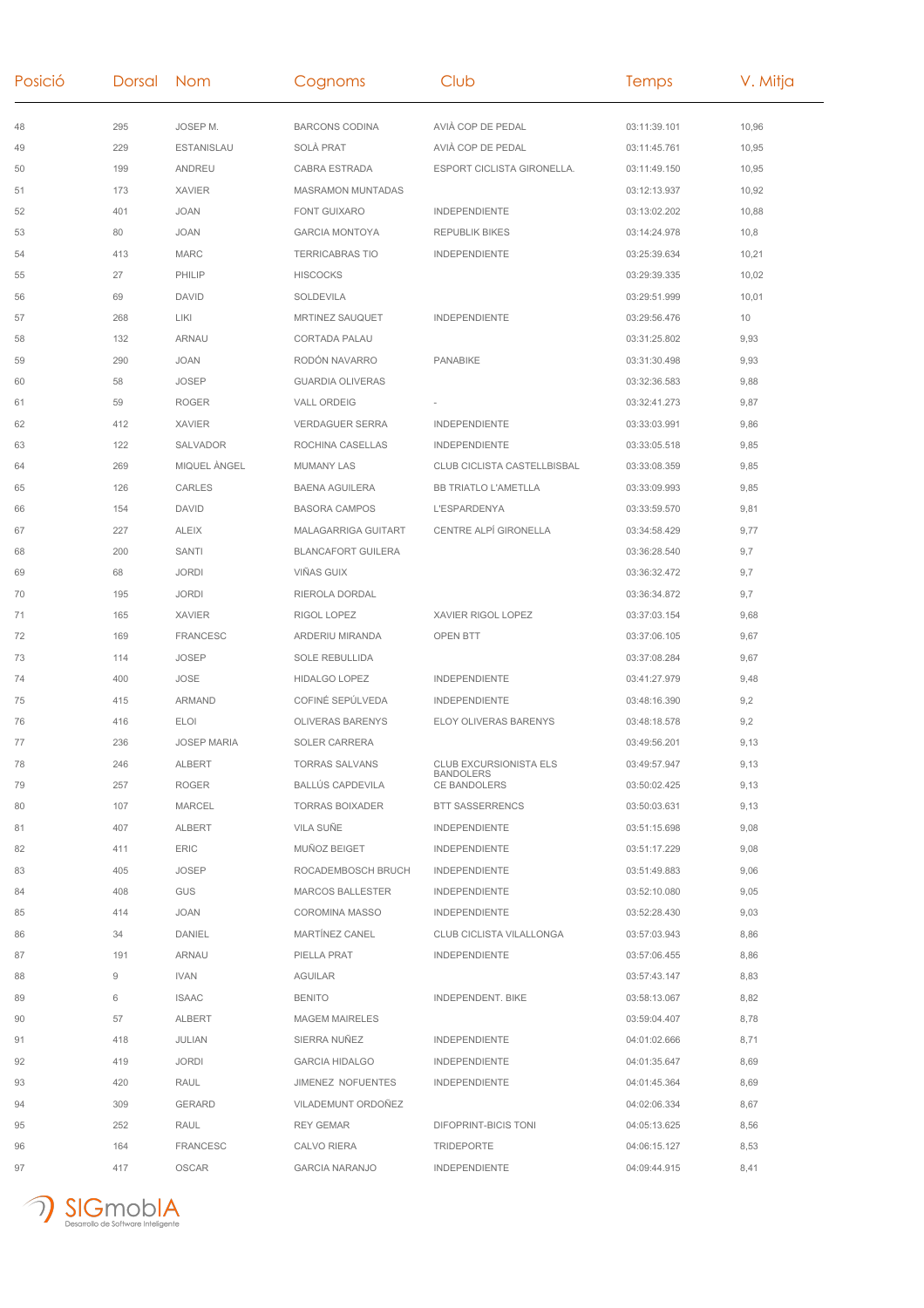| Posició | Dorsal | Nom | Cognoms | Club | Temps | V. Mitja |
|---|---|---|---|---|---|---|
| 48 | 295 | JOSEP M. | BARCONS CODINA | AVIÀ COP DE PEDAL | 03:11:39.101 | 10,96 |
| 49 | 229 | ESTANISLAU | SOLÀ PRAT | AVIÀ COP DE PEDAL | 03:11:45.761 | 10,95 |
| 50 | 199 | ANDREU | CABRA ESTRADA | ESPORT CICLISTA GIRONELLA. | 03:11:49.150 | 10,95 |
| 51 | 173 | XAVIER | MASRAMON MUNTADAS | | 03:12:13.937 | 10,92 |
| 52 | 401 | JOAN | FONT GUIXARO | INDEPENDIENTE | 03:13:02.202 | 10,88 |
| 53 | 80 | JOAN | GARCIA MONTOYA | REPUBLIK BIKES | 03:14:24.978 | 10,8 |
| 54 | 413 | MARC | TERRICABRAS TIO | INDEPENDIENTE | 03:25:39.634 | 10,21 |
| 55 | 27 | PHILIP | HISCOCKS | | 03:29:39.335 | 10,02 |
| 56 | 69 | DAVID | SOLDEVILA | | 03:29:51.999 | 10,01 |
| 57 | 268 | LIKI | MRTINEZ SAUQUET | INDEPENDIENTE | 03:29:56.476 | 10 |
| 58 | 132 | ARNAU | CORTADA PALAU | | 03:31:25.802 | 9,93 |
| 59 | 290 | JOAN | RODÓN NAVARRO | PANABIKE | 03:31:30.498 | 9,93 |
| 60 | 58 | JOSEP | GUARDIA OLIVERAS | | 03:32:36.583 | 9,88 |
| 61 | 59 | ROGER | VALL ORDEIG | - | 03:32:41.273 | 9,87 |
| 62 | 412 | XAVIER | VERDAGUER SERRA | INDEPENDIENTE | 03:33:03.991 | 9,86 |
| 63 | 122 | SALVADOR | ROCHINA CASELLAS | INDEPENDIENTE | 03:33:05.518 | 9,85 |
| 64 | 269 | MIQUEL ÀNGEL | MUMANY LAS | CLUB CICLISTA CASTELLBISBAL | 03:33:08.359 | 9,85 |
| 65 | 126 | CARLES | BAENA AGUILERA | BB TRIATLO L'AMETLLA | 03:33:09.993 | 9,85 |
| 66 | 154 | DAVID | BASORA CAMPOS | L'ESPARDENYA | 03:33:59.570 | 9,81 |
| 67 | 227 | ALEIX | MALAGARRIGA GUITART | CENTRE ALPÍ GIRONELLA | 03:34:58.429 | 9,77 |
| 68 | 200 | SANTI | BLANCAFORT GUILERA | | 03:36:28.540 | 9,7 |
| 69 | 68 | JORDI | VIÑAS GUIX | | 03:36:32.472 | 9,7 |
| 70 | 195 | JORDI | RIEROLA DORDAL | | 03:36:34.872 | 9,7 |
| 71 | 165 | XAVIER | RIGOL LOPEZ | XAVIER RIGOL LOPEZ | 03:37:03.154 | 9,68 |
| 72 | 169 | FRANCESC | ARDERIU MIRANDA | OPEN BTT | 03:37:06.105 | 9,67 |
| 73 | 114 | JOSEP | SOLE REBULLIDA | | 03:37:08.284 | 9,67 |
| 74 | 400 | JOSE | HIDALGO LOPEZ | INDEPENDIENTE | 03:41:27.979 | 9,48 |
| 75 | 415 | ARMAND | COFINÉ SEPÚLVEDA | INDEPENDIENTE | 03:48:16.390 | 9,2 |
| 76 | 416 | ELOI | OLIVERAS BARENYS | ELOY OLIVERAS BARENYS | 03:48:18.578 | 9,2 |
| 77 | 236 | JOSEP MARIA | SOLER CARRERA | | 03:49:56.201 | 9,13 |
| 78 | 246 | ALBERT | TORRAS SALVANS | CLUB EXCURSIONISTA ELS BANDOLERS | 03:49:57.947 | 9,13 |
| 79 | 257 | ROGER | BALLÚS CAPDEVILA | CE BANDOLERS | 03:50:02.425 | 9,13 |
| 80 | 107 | MARCEL | TORRAS BOIXADER | BTT SASSERRENCS | 03:50:03.631 | 9,13 |
| 81 | 407 | ALBERT | VILA SUÑE | INDEPENDIENTE | 03:51:15.698 | 9,08 |
| 82 | 411 | ERIC | MUÑOZ BEIGET | INDEPENDIENTE | 03:51:17.229 | 9,08 |
| 83 | 405 | JOSEP | ROCADEMBOSCH BRUCH | INDEPENDIENTE | 03:51:49.883 | 9,06 |
| 84 | 408 | GUS | MARCOS BALLESTER | INDEPENDIENTE | 03:52:10.080 | 9,05 |
| 85 | 414 | JOAN | COROMINA MASSO | INDEPENDIENTE | 03:52:28.430 | 9,03 |
| 86 | 34 | DANIEL | MARTÍNEZ CANEL | CLUB CICLISTA VILALLONGA | 03:57:03.943 | 8,86 |
| 87 | 191 | ARNAU | PIELLA PRAT | INDEPENDIENTE | 03:57:06.455 | 8,86 |
| 88 | 9 | IVAN | AGUILAR | | 03:57:43.147 | 8,83 |
| 89 | 6 | ISAAC | BENITO | INDEPENDENT. BIKE | 03:58:13.067 | 8,82 |
| 90 | 57 | ALBERT | MAGEM MAIRELES | | 03:59:04.407 | 8,78 |
| 91 | 418 | JULIAN | SIERRA NUÑEZ | INDEPENDIENTE | 04:01:02.666 | 8,71 |
| 92 | 419 | JORDI | GARCIA HIDALGO | INDEPENDIENTE | 04:01:35.647 | 8,69 |
| 93 | 420 | RAUL | JIMENEZ NOFUENTES | INDEPENDIENTE | 04:01:45.364 | 8,69 |
| 94 | 309 | GERARD | VILADEMUNT ORDOÑEZ | | 04:02:06.334 | 8,67 |
| 95 | 252 | RAUL | REY GEMAR | DIFOPRINT-BICIS TONI | 04:05:13.625 | 8,56 |
| 96 | 164 | FRANCESC | CALVO RIERA | TRIDEPORTE | 04:06:15.127 | 8,53 |
| 97 | 417 | OSCAR | GARCIA NARANJO | INDEPENDIENTE | 04:09:44.915 | 8,41 |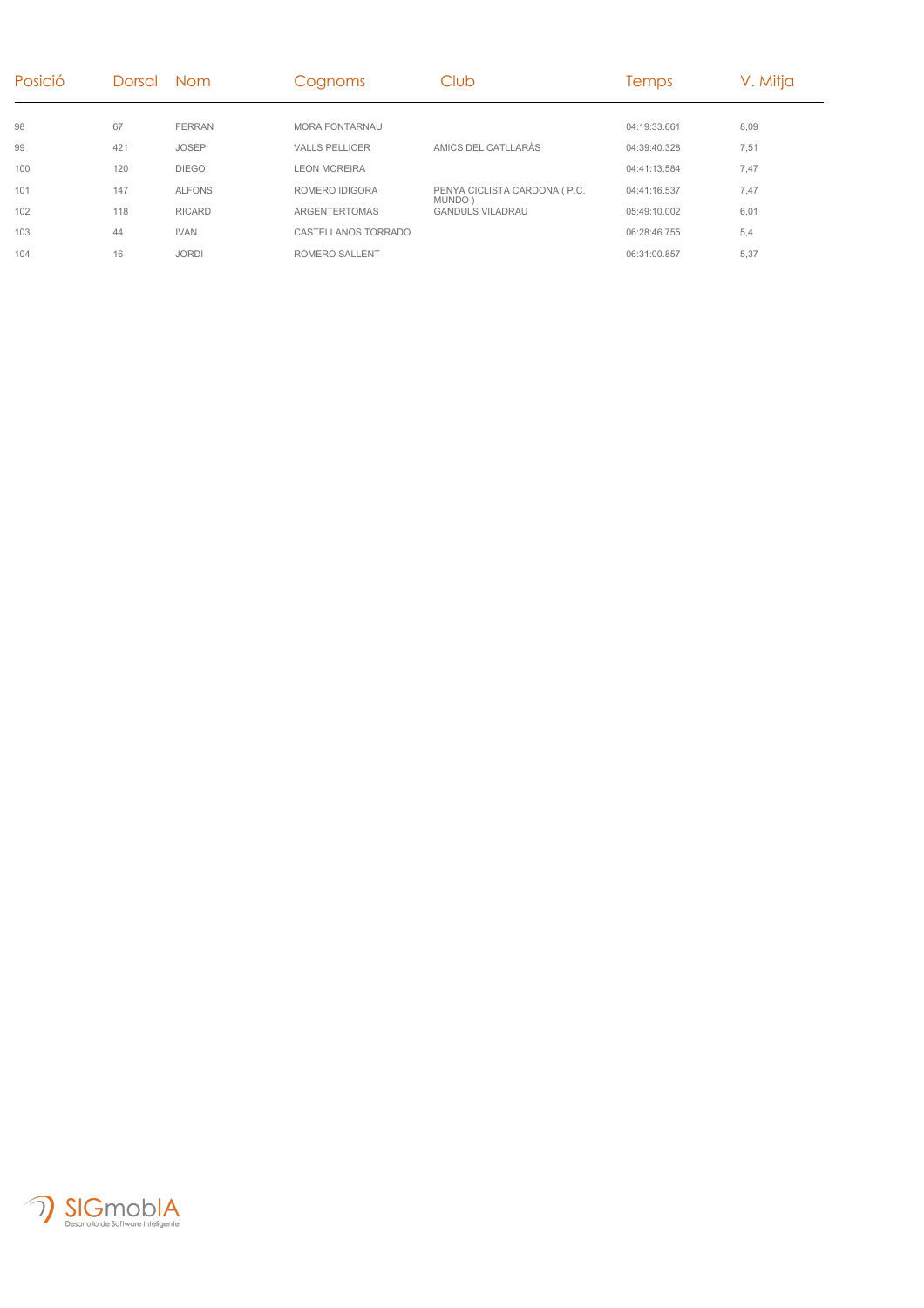| Posició | Dorsal | Nom | Cognoms | Club | Temps | V. Mitja |
|---|---|---|---|---|---|---|
| 98 | 67 | FERRAN | MORA FONTARNAU | | 04:19:33.661 | 8,09 |
| 99 | 421 | JOSEP | VALLS PELLICER | AMICS DEL CATLLARÀS | 04:39:40.328 | 7,51 |
| 100 | 120 | DIEGO | LEON MOREIRA | | 04:41:13.584 | 7,47 |
| 101 | 147 | ALFONS | ROMERO IDIGORA | PENYA CICLISTA CARDONA ( P.C. MUNDO ) | 04:41:16.537 | 7,47 |
| 102 | 118 | RICARD | ARGENTERTOMAS | GANDULS VILADRAU | 05:49:10.002 | 6,01 |
| 103 | 44 | IVAN | CASTELLANOS TORRADO | | 06:28:46.755 | 5,4 |
| 104 | 16 | JORDI | ROMERO SALLENT | | 06:31:00.857 | 5,37 |

SIGmobIA
Desarrollo de Software Inteligente